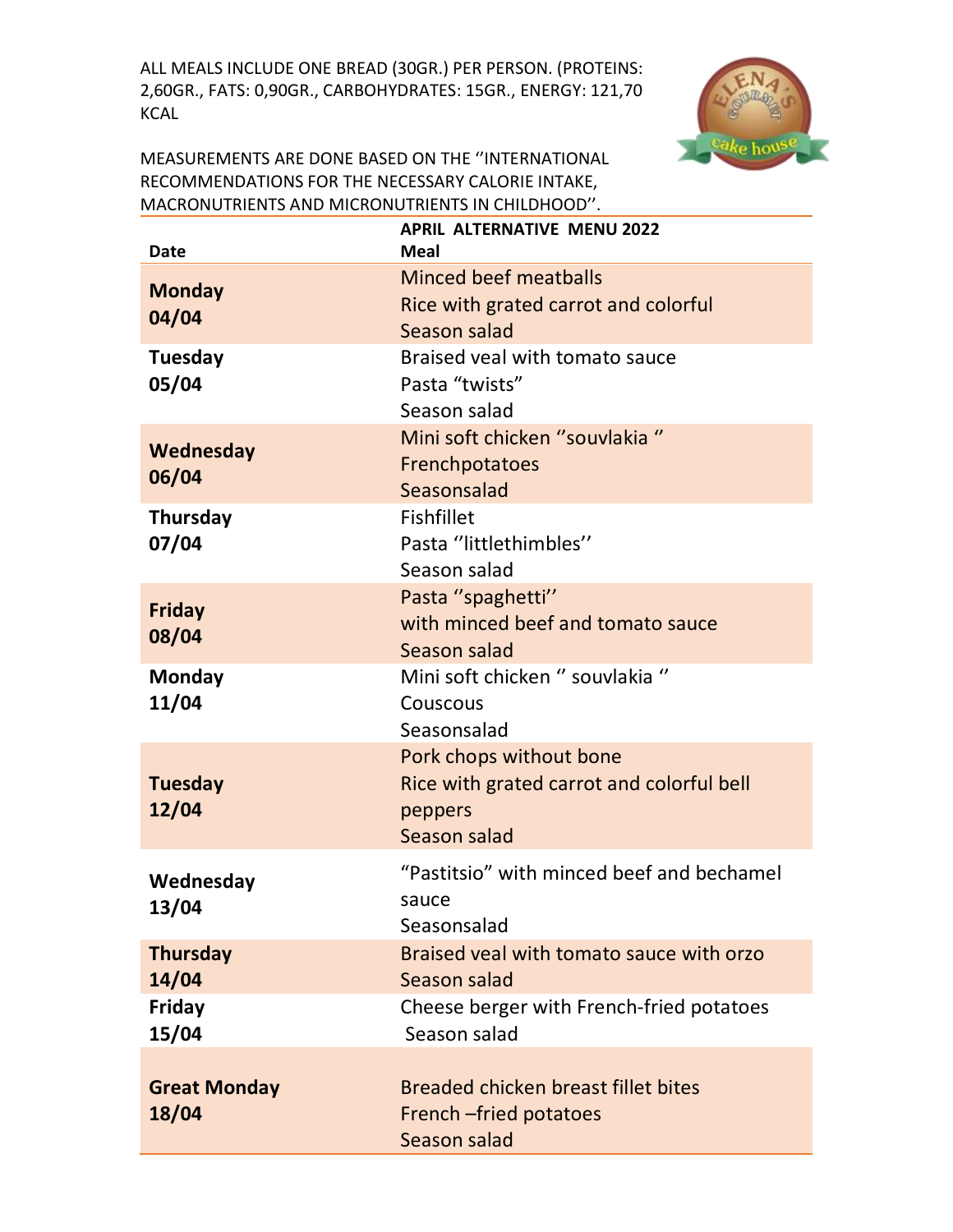ALL MEALS INCLUDE ONE BREAD (30GR.) PER PERSON. (PROTEINS: 2,60GR., FATS: 0,90GR., CARBOHYDRATES: 15GR., ENERGY: 121,70 KCAL

MEASUREMENTS ARE DONE BASED ON THE ''INTERNATIONAL RECOMMENDATIONS FOR THE NECESSARY CALORIE INTAKE, MACRONUTRIENTS AND MICRONUTRIENTS IN CHILDHOOD''.

| Date | APRIL ALTERNATIVE MENU 2022<br>Meal |
|---|---|
| **Monday 04/04** | Minced beef meatballs<br>Rice with grated carrot and colorful<br>Season salad |
| **Tuesday 05/04** | Braised veal with tomato sauce<br>Pasta "twists"<br>Season salad |
| **Wednesday 06/04** | Mini soft chicken ''souvlakia ''<br>Frenchpotatoes<br>Seasonsalad |
| **Thursday 07/04** | Fishfillet<br>Pasta ''littlethimbles''<br>Season salad |
| **Friday 08/04** | Pasta ''spaghetti''<br>with minced beef and tomato sauce<br>Season salad |
| **Monday 11/04** | Mini soft chicken '' souvlakia ''<br>Couscous<br>Seasonsalad |
| **Tuesday 12/04** | Pork chops without bone<br>Rice with grated carrot and colorful bell peppers<br>Season salad |
| **Wednesday 13/04** | "Pastitsio" with minced beef and bechamel sauce<br>Seasonsalad |
| **Thursday 14/04** | Braised veal with tomato sauce with orzo<br>Season salad |
| **Friday 15/04** | Cheese berger with French-fried potatoes<br>Season salad |
| **Great Monday 18/04** | Breaded chicken breast fillet bites<br>French –fried potatoes<br>Season salad |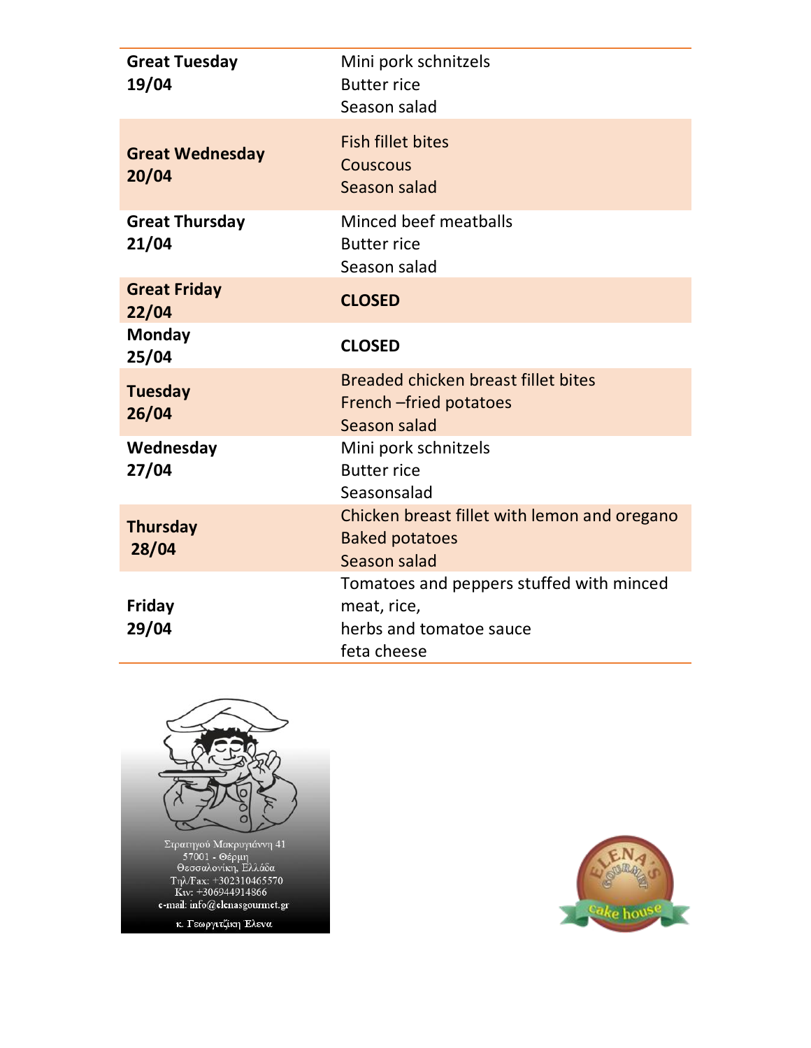| | |
|---|---|
| **Great Tuesday 19/04** | Mini pork schnitzels<br>Butter rice<br>Season salad |
| **Great Wednesday 20/04** | Fish fillet bites<br>Couscous<br>Season salad |
| **Great Thursday 21/04** | Minced beef meatballs<br>Butter rice<br>Season salad |
| **Great Friday 22/04** | **CLOSED** |
| **Monday 25/04** | **CLOSED** |
| **Tuesday 26/04** | Breaded chicken breast fillet bites<br>French –fried potatoes<br>Season salad |
| **Wednesday 27/04** | Mini pork schnitzels<br>Butter rice<br>Seasonsalad |
| **Thursday 28/04** | Chicken breast fillet with lemon and oregano<br>Baked potatoes<br>Season salad |
| **Friday 29/04** | Tomatoes and peppers stuffed with minced meat, rice,<br>herbs and tomatoe sauce<br>feta cheese |

Στρατηγού Μακρυγιάννη 41
57001 - Θέρμη
Θεσσαλονίκη, Ελλάδα
Τηλ/Fax: +302310465570
Κιν: +306944914866
e-mail: info@elenasgourmet.gr
κ. Γεωργιτζίκη Ελενα

ELENA'S GOURMET cake house